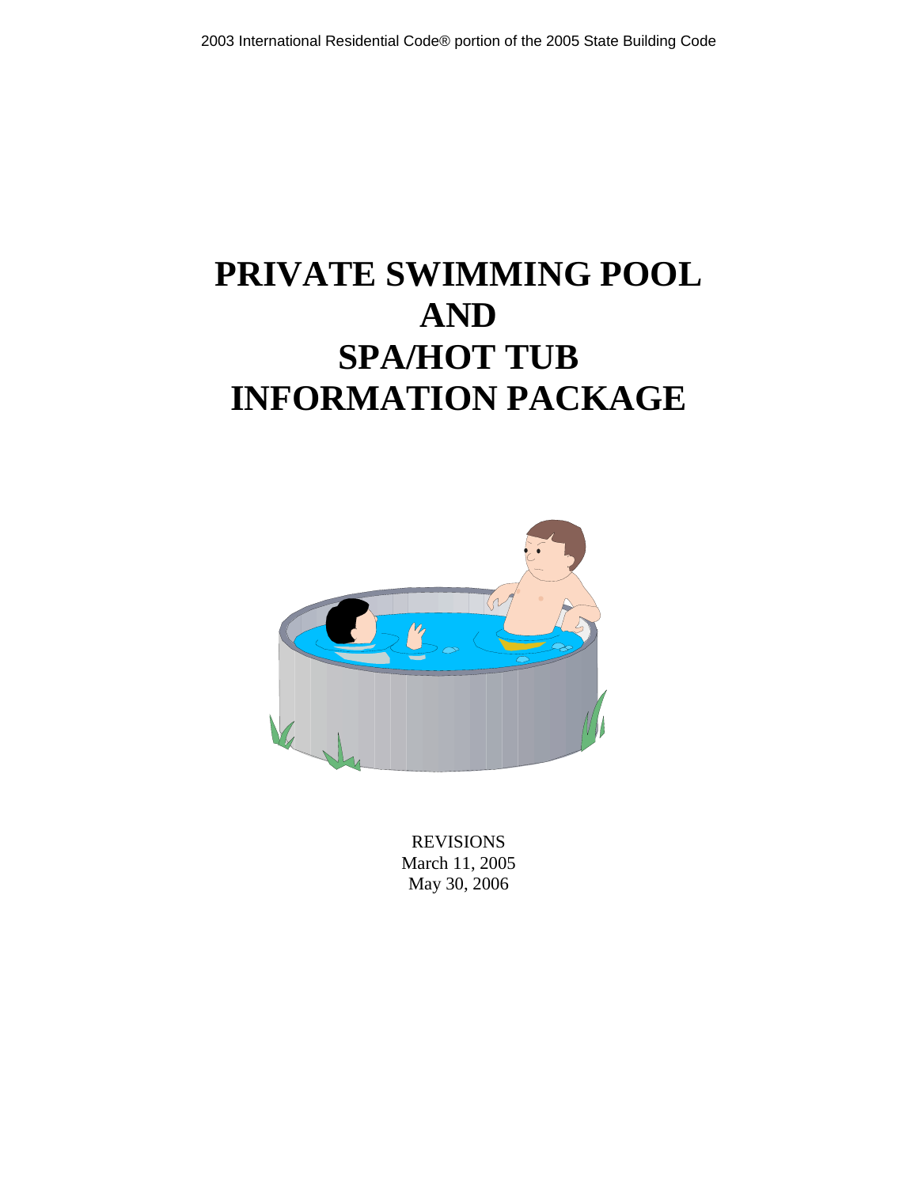2003 International Residential Code® portion of the 2005 State Building Code

# PRIVATE SWIMMING POOL AND SPA/HOT TUB INFORMATION PACKAGE

REVISIONS
March 11, 2005
May 30, 2006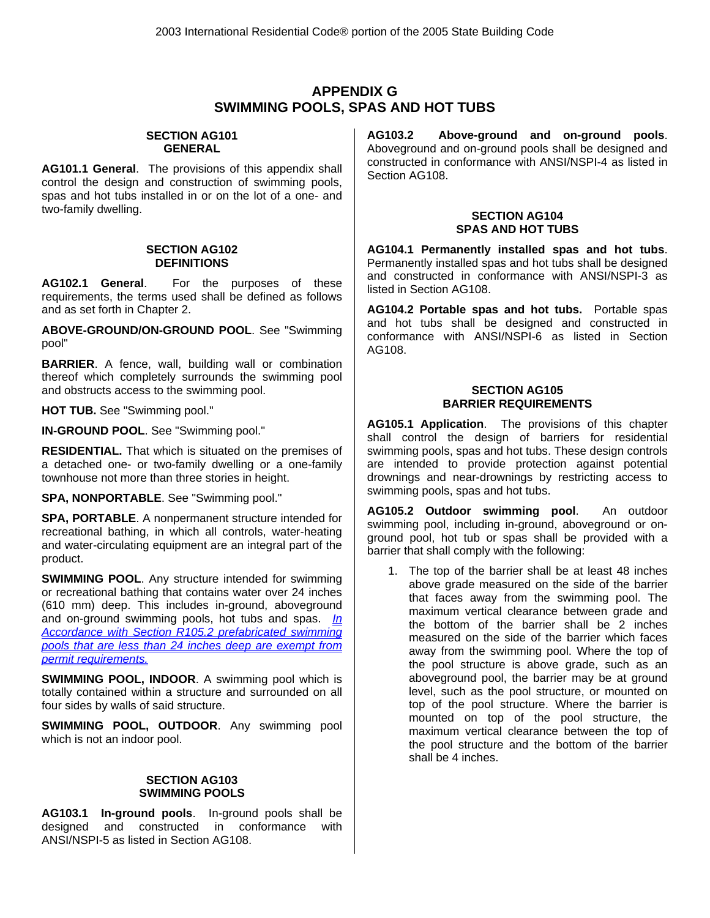# APPENDIX G
# SWIMMING POOLS, SPAS AND HOT TUBS

## SECTION AG101
## GENERAL

**AG101.1 General**. The provisions of this appendix shall control the design and construction of swimming pools, spas and hot tubs installed in or on the lot of a one- and two-family dwelling.

## SECTION AG102
## DEFINITIONS

**AG102.1 General**. For the purposes of these requirements, the terms used shall be defined as follows and as set forth in Chapter 2.

**ABOVE-GROUND/ON-GROUND POOL**. See "Swimming pool"

**BARRIER**. A fence, wall, building wall or combination thereof which completely surrounds the swimming pool and obstructs access to the swimming pool.

**HOT TUB.** See "Swimming pool."

**IN-GROUND POOL**. See "Swimming pool."

**RESIDENTIAL.** That which is situated on the premises of a detached one- or two-family dwelling or a one-family townhouse not more than three stories in height.

**SPA, NONPORTABLE**. See "Swimming pool."

**SPA, PORTABLE**. A nonpermanent structure intended for recreational bathing, in which all controls, water-heating and water-circulating equipment are an integral part of the product.

**SWIMMING POOL**. Any structure intended for swimming or recreational bathing that contains water over 24 inches (610 mm) deep. This includes in-ground, aboveground and on-ground swimming pools, hot tubs and spas. *<u>In Accordance with Section R105.2 prefabricated swimming pools that are less than 24 inches deep are exempt from permit requirements.</u>*

**SWIMMING POOL, INDOOR**. A swimming pool which is totally contained within a structure and surrounded on all four sides by walls of said structure.

**SWIMMING POOL, OUTDOOR**. Any swimming pool which is not an indoor pool.

## SECTION AG103
## SWIMMING POOLS

**AG103.1 In-ground pools**. In-ground pools shall be designed and constructed in conformance with ANSI/NSPI-5 as listed in Section AG108.

**AG103.2 Above-ground and on-ground pools**. Aboveground and on-ground pools shall be designed and constructed in conformance with ANSI/NSPI-4 as listed in Section AG108.

## SECTION AG104
## SPAS AND HOT TUBS

**AG104.1 Permanently installed spas and hot tubs**. Permanently installed spas and hot tubs shall be designed and constructed in conformance with ANSI/NSPI-3 as listed in Section AG108.

**AG104.2 Portable spas and hot tubs.** Portable spas and hot tubs shall be designed and constructed in conformance with ANSI/NSPI-6 as listed in Section AG108.

## SECTION AG105
## BARRIER REQUIREMENTS

**AG105.1 Application**. The provisions of this chapter shall control the design of barriers for residential swimming pools, spas and hot tubs. These design controls are intended to provide protection against potential drownings and near-drownings by restricting access to swimming pools, spas and hot tubs.

**AG105.2 Outdoor swimming pool**. An outdoor swimming pool, including in-ground, aboveground or on-ground pool, hot tub or spas shall be provided with a barrier that shall comply with the following:

1. The top of the barrier shall be at least 48 inches above grade measured on the side of the barrier that faces away from the swimming pool. The maximum vertical clearance between grade and the bottom of the barrier shall be 2 inches measured on the side of the barrier which faces away from the swimming pool. Where the top of the pool structure is above grade, such as an aboveground pool, the barrier may be at ground level, such as the pool structure, or mounted on top of the pool structure. Where the barrier is mounted on top of the pool structure, the maximum vertical clearance between the top of the pool structure and the bottom of the barrier shall be 4 inches.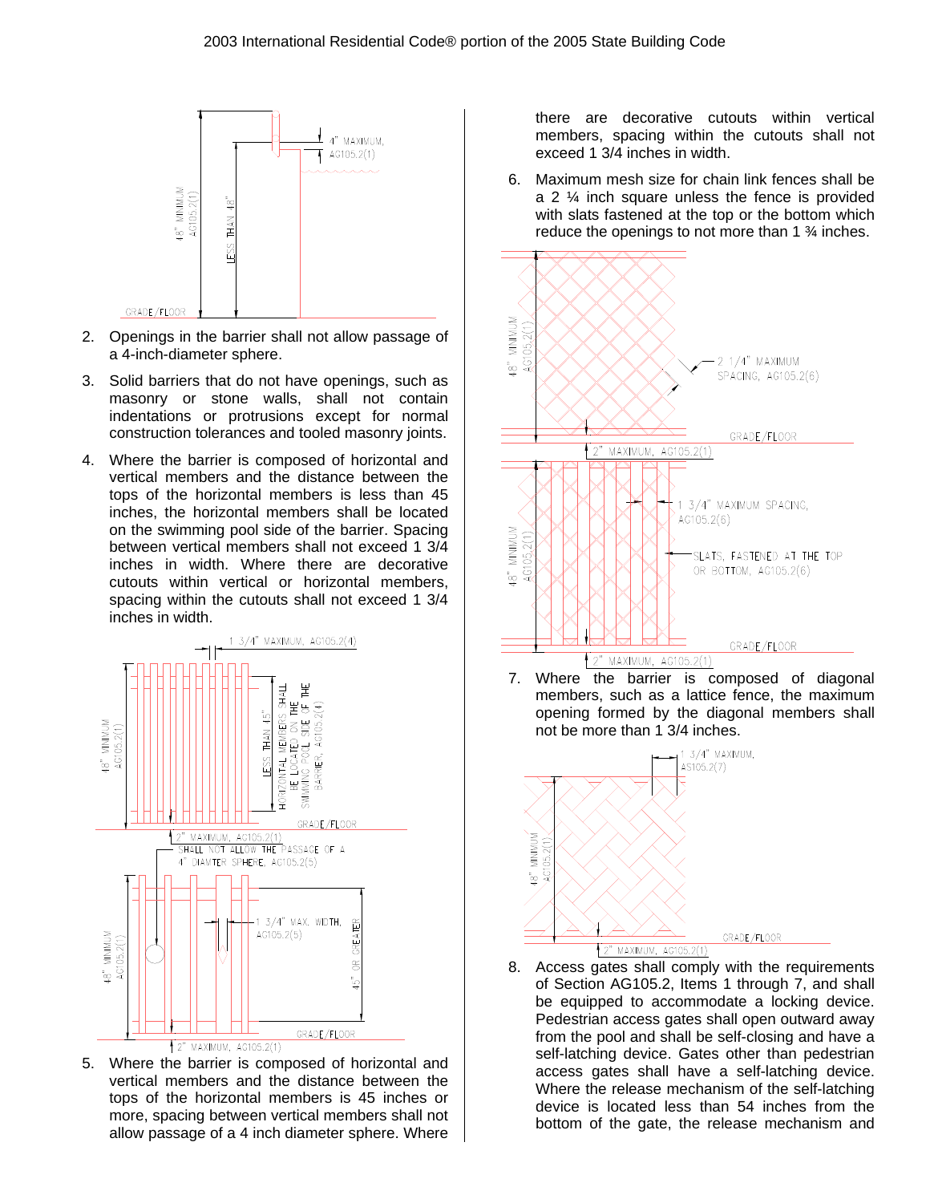2. Openings in the barrier shall not allow passage of a 4-inch-diameter sphere.

3. Solid barriers that do not have openings, such as masonry or stone walls, shall not contain indentations or protrusions except for normal construction tolerances and tooled masonry joints.

4. Where the barrier is composed of horizontal and vertical members and the distance between the tops of the horizontal members is less than 45 inches, the horizontal members shall be located on the swimming pool side of the barrier. Spacing between vertical members shall not exceed 1 3/4 inches in width. Where there are decorative cutouts within vertical or horizontal members, spacing within the cutouts shall not exceed 1 3/4 inches in width.

5. Where the barrier is composed of horizontal and vertical members and the distance between the tops of the horizontal members is 45 inches or more, spacing between vertical members shall not allow passage of a 4 inch diameter sphere. Where there are decorative cutouts within vertical members, spacing within the cutouts shall not exceed 1 3/4 inches in width.

6. Maximum mesh size for chain link fences shall be a 2 ¼ inch square unless the fence is provided with slats fastened at the top or the bottom which reduce the openings to not more than 1 ¾ inches.

7. Where the barrier is composed of diagonal members, such as a lattice fence, the maximum opening formed by the diagonal members shall not be more than 1 3/4 inches.

8. Access gates shall comply with the requirements of Section AG105.2, Items 1 through 7, and shall be equipped to accommodate a locking device. Pedestrian access gates shall open outward away from the pool and shall be self-closing and have a self-latching device. Gates other than pedestrian access gates shall have a self-latching device. Where the release mechanism of the self-latching device is located less than 54 inches from the bottom of the gate, the release mechanism and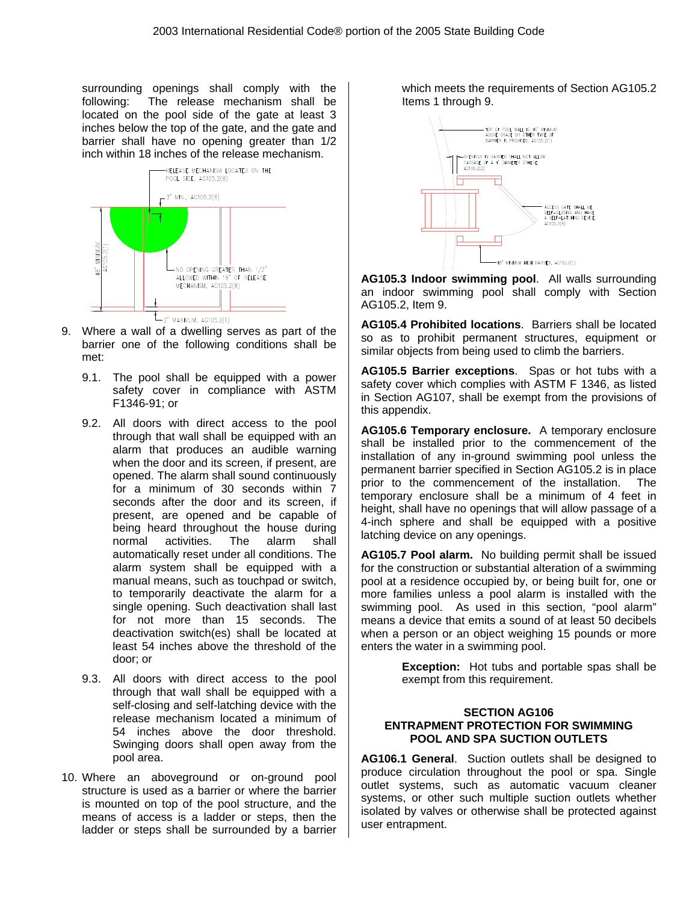surrounding openings shall comply with the following: The release mechanism shall be located on the pool side of the gate at least 3 inches below the top of the gate, and the gate and barrier shall have no opening greater than 1/2 inch within 18 inches of the release mechanism.

9. Where a wall of a dwelling serves as part of the barrier one of the following conditions shall be met:

   9.1. The pool shall be equipped with a power safety cover in compliance with ASTM F1346-91; or

   9.2. All doors with direct access to the pool through that wall shall be equipped with an alarm that produces an audible warning when the door and its screen, if present, are opened. The alarm shall sound continuously for a minimum of 30 seconds within 7 seconds after the door and its screen, if present, are opened and be capable of being heard throughout the house during normal activities. The alarm shall automatically reset under all conditions. The alarm system shall be equipped with a manual means, such as touchpad or switch, to temporarily deactivate the alarm for a single opening. Such deactivation shall last for not more than 15 seconds. The deactivation switch(es) shall be located at least 54 inches above the threshold of the door; or

   9.3. All doors with direct access to the pool through that wall shall be equipped with a self-closing and self-latching device with the release mechanism located a minimum of 54 inches above the door threshold. Swinging doors shall open away from the pool area.

10. Where an aboveground or on-ground pool structure is used as a barrier or where the barrier is mounted on top of the pool structure, and the means of access is a ladder or steps, then the ladder or steps shall be surrounded by a barrier which meets the requirements of Section AG105.2 Items 1 through 9.

**AG105.3 Indoor swimming pool**. All walls surrounding an indoor swimming pool shall comply with Section AG105.2, Item 9.

**AG105.4 Prohibited locations**. Barriers shall be located so as to prohibit permanent structures, equipment or similar objects from being used to climb the barriers.

**AG105.5 Barrier exceptions**. Spas or hot tubs with a safety cover which complies with ASTM F 1346, as listed in Section AG107, shall be exempt from the provisions of this appendix.

**AG105.6 Temporary enclosure.** A temporary enclosure shall be installed prior to the commencement of the installation of any in-ground swimming pool unless the permanent barrier specified in Section AG105.2 is in place prior to the commencement of the installation. The temporary enclosure shall be a minimum of 4 feet in height, shall have no openings that will allow passage of a 4-inch sphere and shall be equipped with a positive latching device on any openings.

**AG105.7 Pool alarm.** No building permit shall be issued for the construction or substantial alteration of a swimming pool at a residence occupied by, or being built for, one or more families unless a pool alarm is installed with the swimming pool. As used in this section, "pool alarm" means a device that emits a sound of at least 50 decibels when a person or an object weighing 15 pounds or more enters the water in a swimming pool.

> **Exception:** Hot tubs and portable spas shall be exempt from this requirement.

## SECTION AG106
## ENTRAPMENT PROTECTION FOR SWIMMING POOL AND SPA SUCTION OUTLETS

**AG106.1 General**. Suction outlets shall be designed to produce circulation throughout the pool or spa. Single outlet systems, such as automatic vacuum cleaner systems, or other such multiple suction outlets whether isolated by valves or otherwise shall be protected against user entrapment.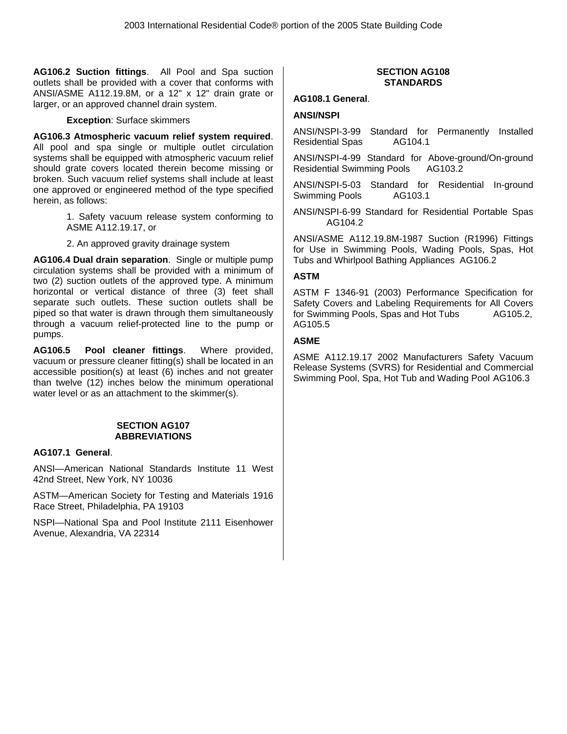**AG106.2 Suction fittings**. All Pool and Spa suction outlets shall be provided with a cover that conforms with ANSI/ASME A112.19.8M, or a 12" x 12" drain grate or larger, or an approved channel drain system.

**Exception**: Surface skimmers

**AG106.3 Atmospheric vacuum relief system required**. All pool and spa single or multiple outlet circulation systems shall be equipped with atmospheric vacuum relief should grate covers located therein become missing or broken. Such vacuum relief systems shall include at least one approved or engineered method of the type specified herein, as follows:

1. Safety vacuum release system conforming to ASME A112.19.17, or

2. An approved gravity drainage system

**AG106.4 Dual drain separation**. Single or multiple pump circulation systems shall be provided with a minimum of two (2) suction outlets of the approved type. A minimum horizontal or vertical distance of three (3) feet shall separate such outlets. These suction outlets shall be piped so that water is drawn through them simultaneously through a vacuum relief-protected line to the pump or pumps.

**AG106.5 Pool cleaner fittings**. Where provided, vacuum or pressure cleaner fitting(s) shall be located in an accessible position(s) at least (6) inches and not greater than twelve (12) inches below the minimum operational water level or as an attachment to the skimmer(s).

## SECTION AG107 ABBREVIATIONS

**AG107.1 General**.

ANSI—American National Standards Institute 11 West 42nd Street, New York, NY 10036

ASTM—American Society for Testing and Materials 1916 Race Street, Philadelphia, PA 19103

NSPI—National Spa and Pool Institute 2111 Eisenhower Avenue, Alexandria, VA 22314

## SECTION AG108 STANDARDS

**AG108.1 General**.

**ANSI/NSPI**

ANSI/NSPI-3-99 Standard for Permanently Installed Residential Spas AG104.1

ANSI/NSPI-4-99 Standard for Above-ground/On-ground Residential Swimming Pools AG103.2

ANSI/NSPI-5-03 Standard for Residential In-ground Swimming Pools AG103.1

ANSI/NSPI-6-99 Standard for Residential Portable Spas AG104.2

ANSI/ASME A112.19.8M-1987 Suction (R1996) Fittings for Use in Swimming Pools, Wading Pools, Spas, Hot Tubs and Whirlpool Bathing Appliances AG106.2

**ASTM**

ASTM F 1346-91 (2003) Performance Specification for Safety Covers and Labeling Requirements for All Covers for Swimming Pools, Spas and Hot Tubs AG105.2, AG105.5

**ASME**

ASME A112.19.17 2002 Manufacturers Safety Vacuum Release Systems (SVRS) for Residential and Commercial Swimming Pool, Spa, Hot Tub and Wading Pool AG106.3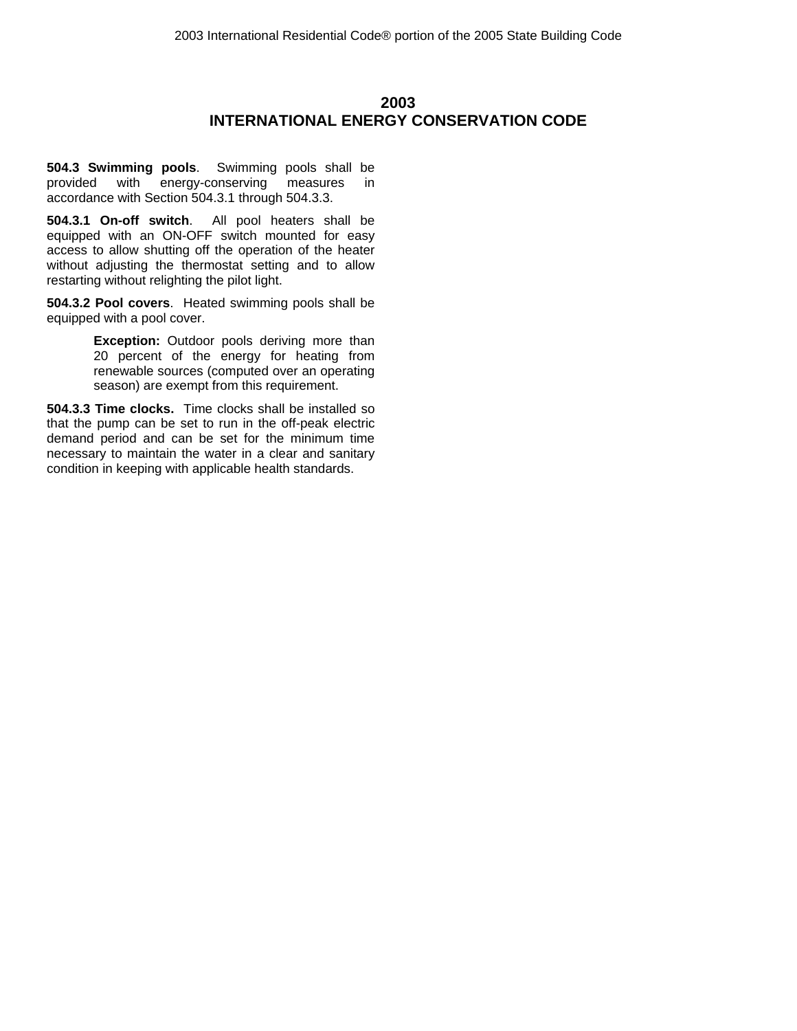## 2003
## INTERNATIONAL ENERGY CONSERVATION CODE

**504.3 Swimming pools**. Swimming pools shall be provided with energy-conserving measures in accordance with Section 504.3.1 through 504.3.3.

**504.3.1 On-off switch**. All pool heaters shall be equipped with an ON-OFF switch mounted for easy access to allow shutting off the operation of the heater without adjusting the thermostat setting and to allow restarting without relighting the pilot light.

**504.3.2 Pool covers**. Heated swimming pools shall be equipped with a pool cover.

> **Exception:** Outdoor pools deriving more than 20 percent of the energy for heating from renewable sources (computed over an operating season) are exempt from this requirement.

**504.3.3 Time clocks.** Time clocks shall be installed so that the pump can be set to run in the off-peak electric demand period and can be set for the minimum time necessary to maintain the water in a clear and sanitary condition in keeping with applicable health standards.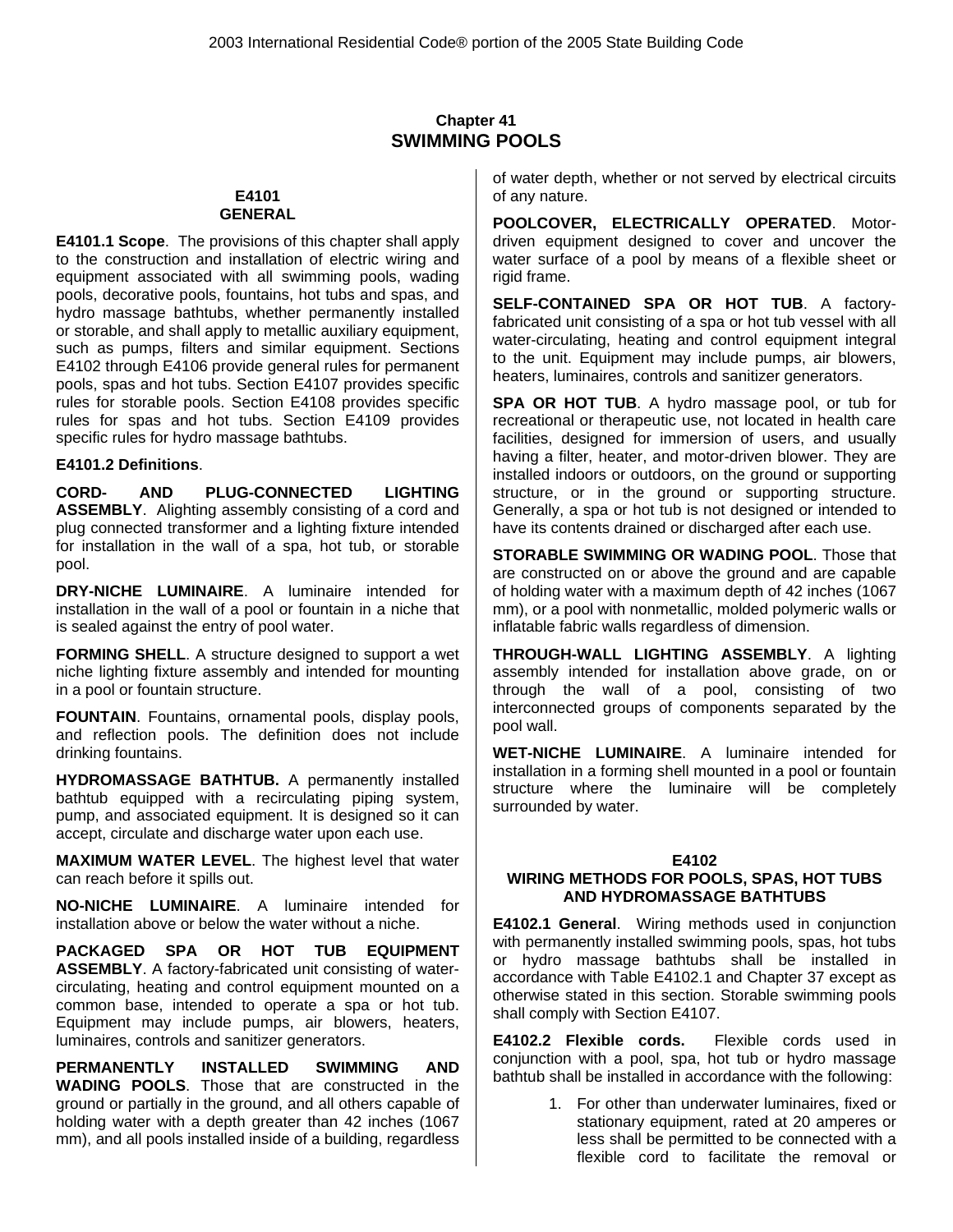# Chapter 41
# SWIMMING POOLS

## E4101
## GENERAL

**E4101.1 Scope**. The provisions of this chapter shall apply to the construction and installation of electric wiring and equipment associated with all swimming pools, wading pools, decorative pools, fountains, hot tubs and spas, and hydro massage bathtubs, whether permanently installed or storable, and shall apply to metallic auxiliary equipment, such as pumps, filters and similar equipment. Sections E4102 through E4106 provide general rules for permanent pools, spas and hot tubs. Section E4107 provides specific rules for storable pools. Section E4108 provides specific rules for spas and hot tubs. Section E4109 provides specific rules for hydro massage bathtubs.

**E4101.2 Definitions**.

**CORD- AND PLUG-CONNECTED LIGHTING ASSEMBLY**. Alighting assembly consisting of a cord and plug connected transformer and a lighting fixture intended for installation in the wall of a spa, hot tub, or storable pool.

**DRY-NICHE LUMINAIRE**. A luminaire intended for installation in the wall of a pool or fountain in a niche that is sealed against the entry of pool water.

**FORMING SHELL**. A structure designed to support a wet niche lighting fixture assembly and intended for mounting in a pool or fountain structure.

**FOUNTAIN**. Fountains, ornamental pools, display pools, and reflection pools. The definition does not include drinking fountains.

**HYDROMASSAGE BATHTUB.** A permanently installed bathtub equipped with a recirculating piping system, pump, and associated equipment. It is designed so it can accept, circulate and discharge water upon each use.

**MAXIMUM WATER LEVEL**. The highest level that water can reach before it spills out.

**NO-NICHE LUMINAIRE**. A luminaire intended for installation above or below the water without a niche.

**PACKAGED SPA OR HOT TUB EQUIPMENT ASSEMBLY**. A factory-fabricated unit consisting of water-circulating, heating and control equipment mounted on a common base, intended to operate a spa or hot tub. Equipment may include pumps, air blowers, heaters, luminaires, controls and sanitizer generators.

**PERMANENTLY INSTALLED SWIMMING AND WADING POOLS**. Those that are constructed in the ground or partially in the ground, and all others capable of holding water with a depth greater than 42 inches (1067 mm), and all pools installed inside of a building, regardless of water depth, whether or not served by electrical circuits of any nature.

**POOLCOVER, ELECTRICALLY OPERATED**. Motor-driven equipment designed to cover and uncover the water surface of a pool by means of a flexible sheet or rigid frame.

**SELF-CONTAINED SPA OR HOT TUB**. A factory-fabricated unit consisting of a spa or hot tub vessel with all water-circulating, heating and control equipment integral to the unit. Equipment may include pumps, air blowers, heaters, luminaires, controls and sanitizer generators.

**SPA OR HOT TUB**. A hydro massage pool, or tub for recreational or therapeutic use, not located in health care facilities, designed for immersion of users, and usually having a filter, heater, and motor-driven blower. They are installed indoors or outdoors, on the ground or supporting structure, or in the ground or supporting structure. Generally, a spa or hot tub is not designed or intended to have its contents drained or discharged after each use.

**STORABLE SWIMMING OR WADING POOL**. Those that are constructed on or above the ground and are capable of holding water with a maximum depth of 42 inches (1067 mm), or a pool with nonmetallic, molded polymeric walls or inflatable fabric walls regardless of dimension.

**THROUGH-WALL LIGHTING ASSEMBLY**. A lighting assembly intended for installation above grade, on or through the wall of a pool, consisting of two interconnected groups of components separated by the pool wall.

**WET-NICHE LUMINAIRE**. A luminaire intended for installation in a forming shell mounted in a pool or fountain structure where the luminaire will be completely surrounded by water.

## E4102
## WIRING METHODS FOR POOLS, SPAS, HOT TUBS AND HYDROMASSAGE BATHTUBS

**E4102.1 General**. Wiring methods used in conjunction with permanently installed swimming pools, spas, hot tubs or hydro massage bathtubs shall be installed in accordance with Table E4102.1 and Chapter 37 except as otherwise stated in this section. Storable swimming pools shall comply with Section E4107.

**E4102.2 Flexible cords.** Flexible cords used in conjunction with a pool, spa, hot tub or hydro massage bathtub shall be installed in accordance with the following:

1. For other than underwater luminaires, fixed or stationary equipment, rated at 20 amperes or less shall be permitted to be connected with a flexible cord to facilitate the removal or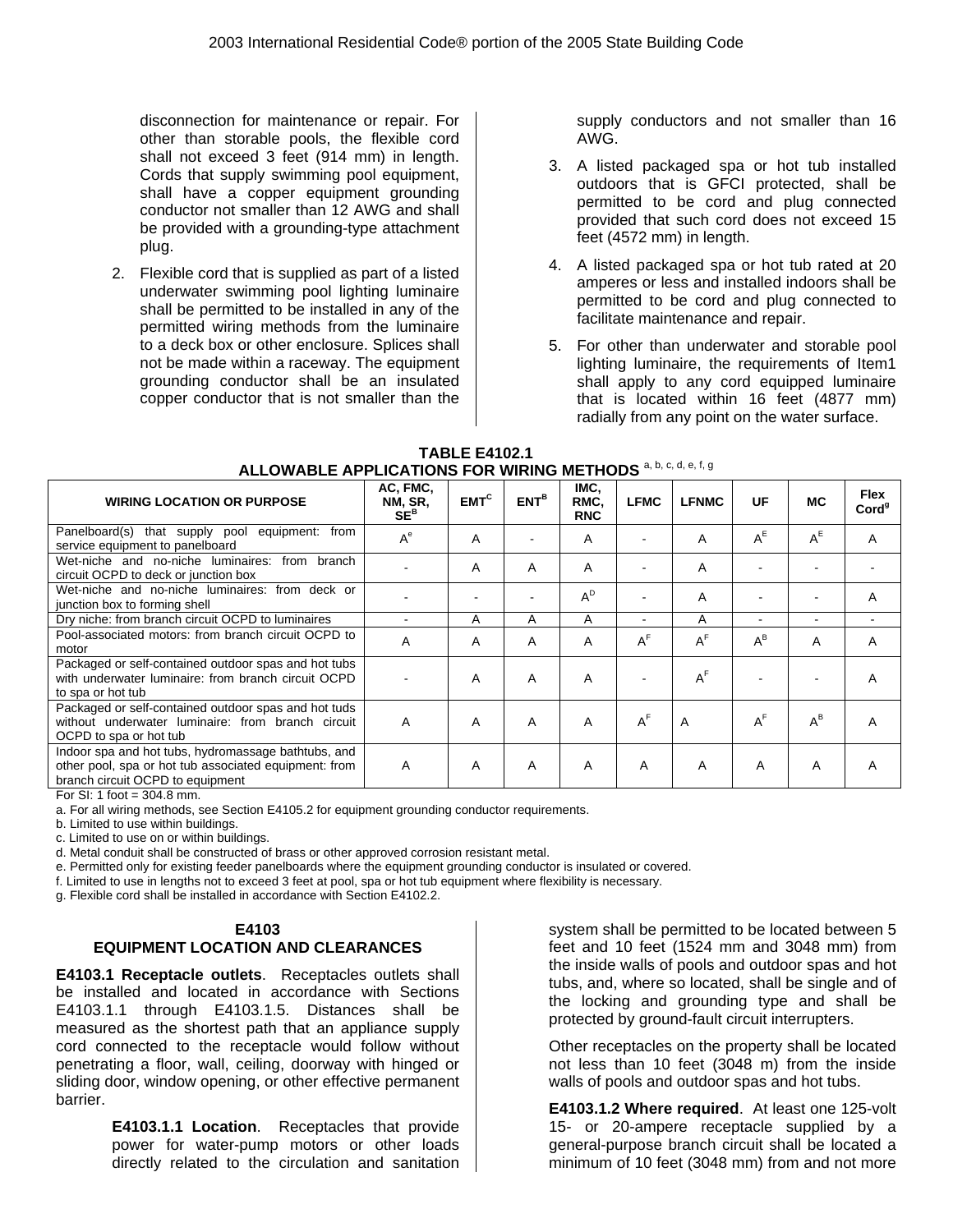disconnection for maintenance or repair. For other than storable pools, the flexible cord shall not exceed 3 feet (914 mm) in length. Cords that supply swimming pool equipment, shall have a copper equipment grounding conductor not smaller than 12 AWG and shall be provided with a grounding-type attachment plug.

2. Flexible cord that is supplied as part of a listed underwater swimming pool lighting luminaire shall be permitted to be installed in any of the permitted wiring methods from the luminaire to a deck box or other enclosure. Splices shall not be made within a raceway. The equipment grounding conductor shall be an insulated copper conductor that is not smaller than the supply conductors and not smaller than 16 AWG.

3. A listed packaged spa or hot tub installed outdoors that is GFCI protected, shall be permitted to be cord and plug connected provided that such cord does not exceed 15 feet (4572 mm) in length.

4. A listed packaged spa or hot tub rated at 20 amperes or less and installed indoors shall be permitted to be cord and plug connected to facilitate maintenance and repair.

5. For other than underwater and storable pool lighting luminaire, the requirements of Item1 shall apply to any cord equipped luminaire that is located within 16 feet (4877 mm) radially from any point on the water surface.

**TABLE E4102.1**
**ALLOWABLE APPLICATIONS FOR WIRING METHODS [a, b, c, d, e, f, g]**

| WIRING LOCATION OR PURPOSE | AC, FMC, NM, SR, SE[B] | EMT[C] | ENT[B] | IMC, RMC, RNC | LFMC | LFNMC | UF | MC | Flex Cord[g] |
|---|---|---|---|---|---|---|---|---|---|
| Panelboard(s) that supply pool equipment: from service equipment to panelboard | A[e] | A | - | A | - | A | A[E] | A[E] | A |
| Wet-niche and no-niche luminaires: from branch circuit OCPD to deck or junction box | - | A | A | A | - | A | - | - | - |
| Wet-niche and no-niche luminaires: from deck or junction box to forming shell | - | - | - | A[D] | - | A | - | - | A |
| Dry niche: from branch circuit OCPD to luminaires | - | A | A | A | - | A | - | - | - |
| Pool-associated motors: from branch circuit OCPD to motor | A | A | A | A | A[F] | A[F] | A[B] | A | A |
| Packaged or self-contained outdoor spas and hot tubs with underwater luminaire: from branch circuit OCPD to spa or hot tub | - | A | A | A | - | A[F] | - | - | A |
| Packaged or self-contained outdoor spas and hot tuds without underwater luminaire: from branch circuit OCPD to spa or hot tub | A | A | A | A | A[F] | A | A[F] | A[B] | A |
| Indoor spa and hot tubs, hydromassage bathtubs, and other pool, spa or hot tub associated equipment: from branch circuit OCPD to equipment | A | A | A | A | A | A | A | A | A |

For SI: 1 foot = 304.8 mm.

a. For all wiring methods, see Section E4105.2 for equipment grounding conductor requirements.

b. Limited to use within buildings.

c. Limited to use on or within buildings.

d. Metal conduit shall be constructed of brass or other approved corrosion resistant metal.

e. Permitted only for existing feeder panelboards where the equipment grounding conductor is insulated or covered.

f. Limited to use in lengths not to exceed 3 feet at pool, spa or hot tub equipment where flexibility is necessary.

g. Flexible cord shall be installed in accordance with Section E4102.2.

## E4103 EQUIPMENT LOCATION AND CLEARANCES

**E4103.1 Receptacle outlets**. Receptacles outlets shall be installed and located in accordance with Sections E4103.1.1 through E4103.1.5. Distances shall be measured as the shortest path that an appliance supply cord connected to the receptacle would follow without penetrating a floor, wall, ceiling, doorway with hinged or sliding door, window opening, or other effective permanent barrier.

**E4103.1.1 Location**. Receptacles that provide power for water-pump motors or other loads directly related to the circulation and sanitation system shall be permitted to be located between 5 feet and 10 feet (1524 mm and 3048 mm) from the inside walls of pools and outdoor spas and hot tubs, and, where so located, shall be single and of the locking and grounding type and shall be protected by ground-fault circuit interrupters.

Other receptacles on the property shall be located not less than 10 feet (3048 m) from the inside walls of pools and outdoor spas and hot tubs.

**E4103.1.2 Where required**. At least one 125-volt 15- or 20-ampere receptacle supplied by a general-purpose branch circuit shall be located a minimum of 10 feet (3048 mm) from and not more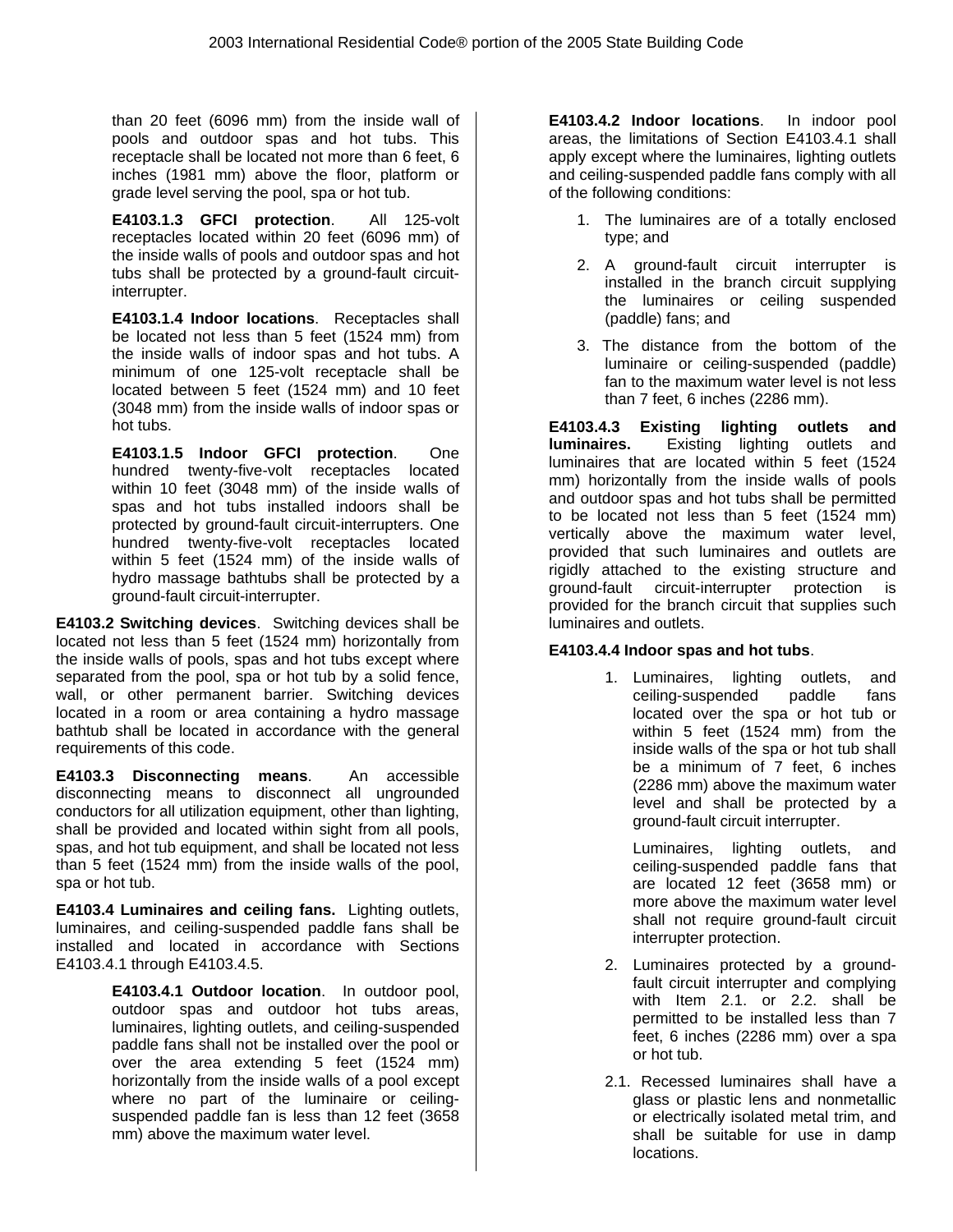than 20 feet (6096 mm) from the inside wall of pools and outdoor spas and hot tubs. This receptacle shall be located not more than 6 feet, 6 inches (1981 mm) above the floor, platform or grade level serving the pool, spa or hot tub.

**E4103.1.3 GFCI protection**. All 125-volt receptacles located within 20 feet (6096 mm) of the inside walls of pools and outdoor spas and hot tubs shall be protected by a ground-fault circuit-interrupter.

**E4103.1.4 Indoor locations**. Receptacles shall be located not less than 5 feet (1524 mm) from the inside walls of indoor spas and hot tubs. A minimum of one 125-volt receptacle shall be located between 5 feet (1524 mm) and 10 feet (3048 mm) from the inside walls of indoor spas or hot tubs.

**E4103.1.5 Indoor GFCI protection**. One hundred twenty-five-volt receptacles located within 10 feet (3048 mm) of the inside walls of spas and hot tubs installed indoors shall be protected by ground-fault circuit-interrupters. One hundred twenty-five-volt receptacles located within 5 feet (1524 mm) of the inside walls of hydro massage bathtubs shall be protected by a ground-fault circuit-interrupter.

**E4103.2 Switching devices**. Switching devices shall be located not less than 5 feet (1524 mm) horizontally from the inside walls of pools, spas and hot tubs except where separated from the pool, spa or hot tub by a solid fence, wall, or other permanent barrier. Switching devices located in a room or area containing a hydro massage bathtub shall be located in accordance with the general requirements of this code.

**E4103.3 Disconnecting means**. An accessible disconnecting means to disconnect all ungrounded conductors for all utilization equipment, other than lighting, shall be provided and located within sight from all pools, spas, and hot tub equipment, and shall be located not less than 5 feet (1524 mm) from the inside walls of the pool, spa or hot tub.

**E4103.4 Luminaires and ceiling fans.** Lighting outlets, luminaires, and ceiling-suspended paddle fans shall be installed and located in accordance with Sections E4103.4.1 through E4103.4.5.

**E4103.4.1 Outdoor location**. In outdoor pool, outdoor spas and outdoor hot tubs areas, luminaires, lighting outlets, and ceiling-suspended paddle fans shall not be installed over the pool or over the area extending 5 feet (1524 mm) horizontally from the inside walls of a pool except where no part of the luminaire or ceiling-suspended paddle fan is less than 12 feet (3658 mm) above the maximum water level.

**E4103.4.2 Indoor locations**. In indoor pool areas, the limitations of Section E4103.4.1 shall apply except where the luminaires, lighting outlets and ceiling-suspended paddle fans comply with all of the following conditions:

1. The luminaires are of a totally enclosed type; and
2. A ground-fault circuit interrupter is installed in the branch circuit supplying the luminaires or ceiling suspended (paddle) fans; and
3. The distance from the bottom of the luminaire or ceiling-suspended (paddle) fan to the maximum water level is not less than 7 feet, 6 inches (2286 mm).

**E4103.4.3 Existing lighting outlets and luminaires.** Existing lighting outlets and luminaires that are located within 5 feet (1524 mm) horizontally from the inside walls of pools and outdoor spas and hot tubs shall be permitted to be located not less than 5 feet (1524 mm) vertically above the maximum water level, provided that such luminaires and outlets are rigidly attached to the existing structure and ground-fault circuit-interrupter protection is provided for the branch circuit that supplies such luminaires and outlets.

**E4103.4.4 Indoor spas and hot tubs**.

1. Luminaires, lighting outlets, and ceiling-suspended paddle fans located over the spa or hot tub or within 5 feet (1524 mm) from the inside walls of the spa or hot tub shall be a minimum of 7 feet, 6 inches (2286 mm) above the maximum water level and shall be protected by a ground-fault circuit interrupter.

   Luminaires, lighting outlets, and ceiling-suspended paddle fans that are located 12 feet (3658 mm) or more above the maximum water level shall not require ground-fault circuit interrupter protection.

2. Luminaires protected by a ground-fault circuit interrupter and complying with Item 2.1. or 2.2. shall be permitted to be installed less than 7 feet, 6 inches (2286 mm) over a spa or hot tub.

2.1. Recessed luminaires shall have a glass or plastic lens and nonmetallic or electrically isolated metal trim, and shall be suitable for use in damp locations.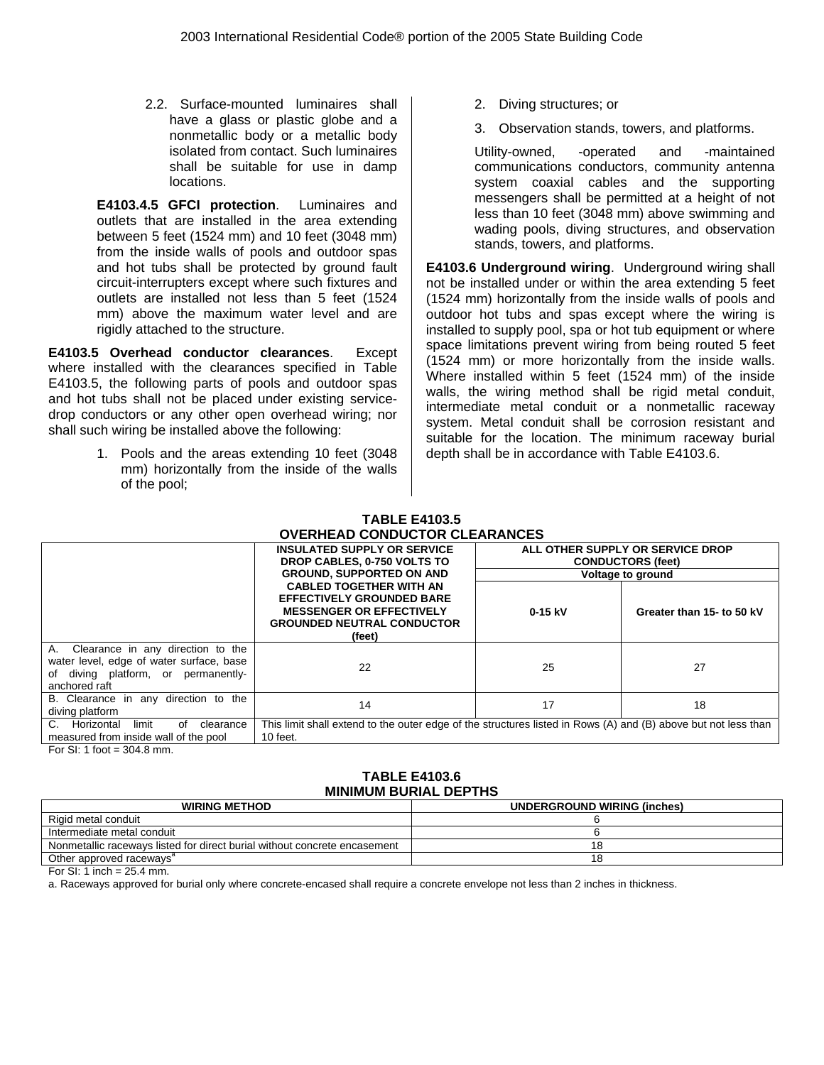2.2. Surface-mounted luminaires shall have a glass or plastic globe and a nonmetallic body or a metallic body isolated from contact. Such luminaires shall be suitable for use in damp locations.

**E4103.4.5 GFCI protection**. Luminaires and outlets that are installed in the area extending between 5 feet (1524 mm) and 10 feet (3048 mm) from the inside walls of pools and outdoor spas and hot tubs shall be protected by ground fault circuit-interrupters except where such fixtures and outlets are installed not less than 5 feet (1524 mm) above the maximum water level and are rigidly attached to the structure.

**E4103.5 Overhead conductor clearances**. Except where installed with the clearances specified in Table E4103.5, the following parts of pools and outdoor spas and hot tubs shall not be placed under existing service-drop conductors or any other open overhead wiring; nor shall such wiring be installed above the following:

1. Pools and the areas extending 10 feet (3048 mm) horizontally from the inside of the walls of the pool;
2. Diving structures; or
3. Observation stands, towers, and platforms.

Utility-owned, -operated and -maintained communications conductors, community antenna system coaxial cables and the supporting messengers shall be permitted at a height of not less than 10 feet (3048 mm) above swimming and wading pools, diving structures, and observation stands, towers, and platforms.

**E4103.6 Underground wiring**. Underground wiring shall not be installed under or within the area extending 5 feet (1524 mm) horizontally from the inside walls of pools and outdoor hot tubs and spas except where the wiring is installed to supply pool, spa or hot tub equipment or where space limitations prevent wiring from being routed 5 feet (1524 mm) or more horizontally from the inside walls. Where installed within 5 feet (1524 mm) of the inside walls, the wiring method shall be rigid metal conduit, intermediate metal conduit or a nonmetallic raceway system. Metal conduit shall be corrosion resistant and suitable for the location. The minimum raceway burial depth shall be in accordance with Table E4103.6.

**TABLE E4103.5**
**OVERHEAD CONDUCTOR CLEARANCES**

| | INSULATED SUPPLY OR SERVICE DROP CABLES, 0-750 VOLTS TO GROUND, SUPPORTED ON AND CABLED TOGETHER WITH AN EFFECTIVELY GROUNDED BARE MESSENGER OR EFFECTIVELY GROUNDED NEUTRAL CONDUCTOR (feet) | ALL OTHER SUPPLY OR SERVICE DROP CONDUCTORS (feet) | |
|---|---|---|---|
| | | Voltage to ground | |
| | | 0-15 kV | Greater than 15- to 50 kV |
| A. Clearance in any direction to the water level, edge of water surface, base of diving platform, or permanently-anchored raft | 22 | 25 | 27 |
| B. Clearance in any direction to the diving platform | 14 | 17 | 18 |
| C. Horizontal limit of clearance measured from inside wall of the pool | This limit shall extend to the outer edge of the structures listed in Rows (A) and (B) above but not less than 10 feet. | | |

For SI: 1 foot = 304.8 mm.

**TABLE E4103.6**
**MINIMUM BURIAL DEPTHS**

| WIRING METHOD | UNDERGROUND WIRING (inches) |
|---|---|
| Rigid metal conduit | 6 |
| Intermediate metal conduit | 6 |
| Nonmetallic raceways listed for direct burial without concrete encasement | 18 |
| Other approved raceways[a] | 18 |

For SI: 1 inch = 25.4 mm.

a. Raceways approved for burial only where concrete-encased shall require a concrete envelope not less than 2 inches in thickness.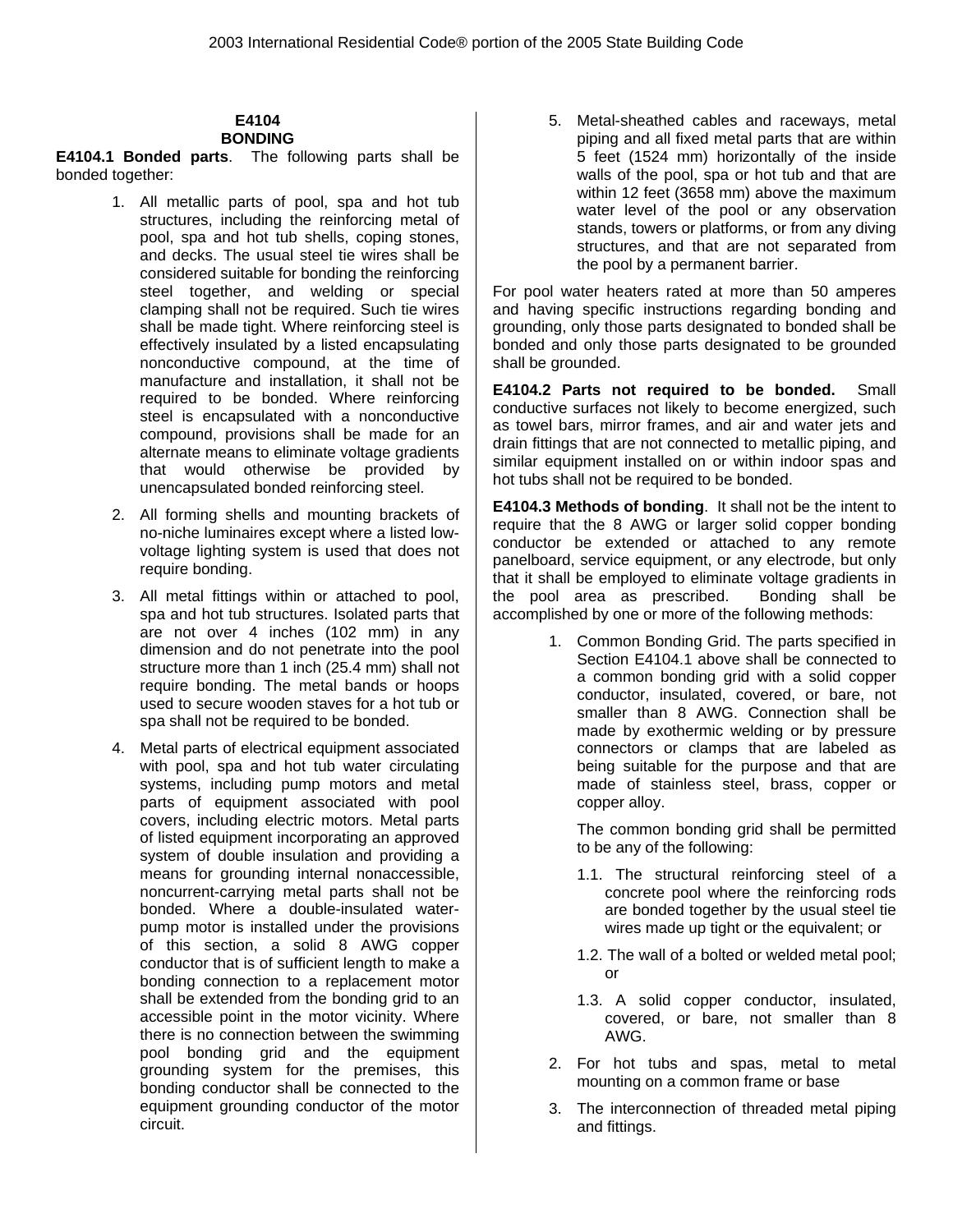## E4104 BONDING

**E4104.1 Bonded parts**. The following parts shall be bonded together:

1. All metallic parts of pool, spa and hot tub structures, including the reinforcing metal of pool, spa and hot tub shells, coping stones, and decks. The usual steel tie wires shall be considered suitable for bonding the reinforcing steel together, and welding or special clamping shall not be required. Such tie wires shall be made tight. Where reinforcing steel is effectively insulated by a listed encapsulating nonconductive compound, at the time of manufacture and installation, it shall not be required to be bonded. Where reinforcing steel is encapsulated with a nonconductive compound, provisions shall be made for an alternate means to eliminate voltage gradients that would otherwise be provided by unencapsulated bonded reinforcing steel.
2. All forming shells and mounting brackets of no-niche luminaires except where a listed low-voltage lighting system is used that does not require bonding.
3. All metal fittings within or attached to pool, spa and hot tub structures. Isolated parts that are not over 4 inches (102 mm) in any dimension and do not penetrate into the pool structure more than 1 inch (25.4 mm) shall not require bonding. The metal bands or hoops used to secure wooden staves for a hot tub or spa shall not be required to be bonded.
4. Metal parts of electrical equipment associated with pool, spa and hot tub water circulating systems, including pump motors and metal parts of equipment associated with pool covers, including electric motors. Metal parts of listed equipment incorporating an approved system of double insulation and providing a means for grounding internal nonaccessible, noncurrent-carrying metal parts shall not be bonded. Where a double-insulated water-pump motor is installed under the provisions of this section, a solid 8 AWG copper conductor that is of sufficient length to make a bonding connection to a replacement motor shall be extended from the bonding grid to an accessible point in the motor vicinity. Where there is no connection between the swimming pool bonding grid and the equipment grounding system for the premises, this bonding conductor shall be connected to the equipment grounding conductor of the motor circuit.
5. Metal-sheathed cables and raceways, metal piping and all fixed metal parts that are within 5 feet (1524 mm) horizontally of the inside walls of the pool, spa or hot tub and that are within 12 feet (3658 mm) above the maximum water level of the pool or any observation stands, towers or platforms, or from any diving structures, and that are not separated from the pool by a permanent barrier.

For pool water heaters rated at more than 50 amperes and having specific instructions regarding bonding and grounding, only those parts designated to bonded shall be bonded and only those parts designated to be grounded shall be grounded.

**E4104.2 Parts not required to be bonded.** Small conductive surfaces not likely to become energized, such as towel bars, mirror frames, and air and water jets and drain fittings that are not connected to metallic piping, and similar equipment installed on or within indoor spas and hot tubs shall not be required to be bonded.

**E4104.3 Methods of bonding**. It shall not be the intent to require that the 8 AWG or larger solid copper bonding conductor be extended or attached to any remote panelboard, service equipment, or any electrode, but only that it shall be employed to eliminate voltage gradients in the pool area as prescribed. Bonding shall be accomplished by one or more of the following methods:

1. Common Bonding Grid. The parts specified in Section E4104.1 above shall be connected to a common bonding grid with a solid copper conductor, insulated, covered, or bare, not smaller than 8 AWG. Connection shall be made by exothermic welding or by pressure connectors or clamps that are labeled as being suitable for the purpose and that are made of stainless steel, brass, copper or copper alloy.

   The common bonding grid shall be permitted to be any of the following:

   1.1. The structural reinforcing steel of a concrete pool where the reinforcing rods are bonded together by the usual steel tie wires made up tight or the equivalent; or

   1.2. The wall of a bolted or welded metal pool; or

   1.3. A solid copper conductor, insulated, covered, or bare, not smaller than 8 AWG.
2. For hot tubs and spas, metal to metal mounting on a common frame or base
3. The interconnection of threaded metal piping and fittings.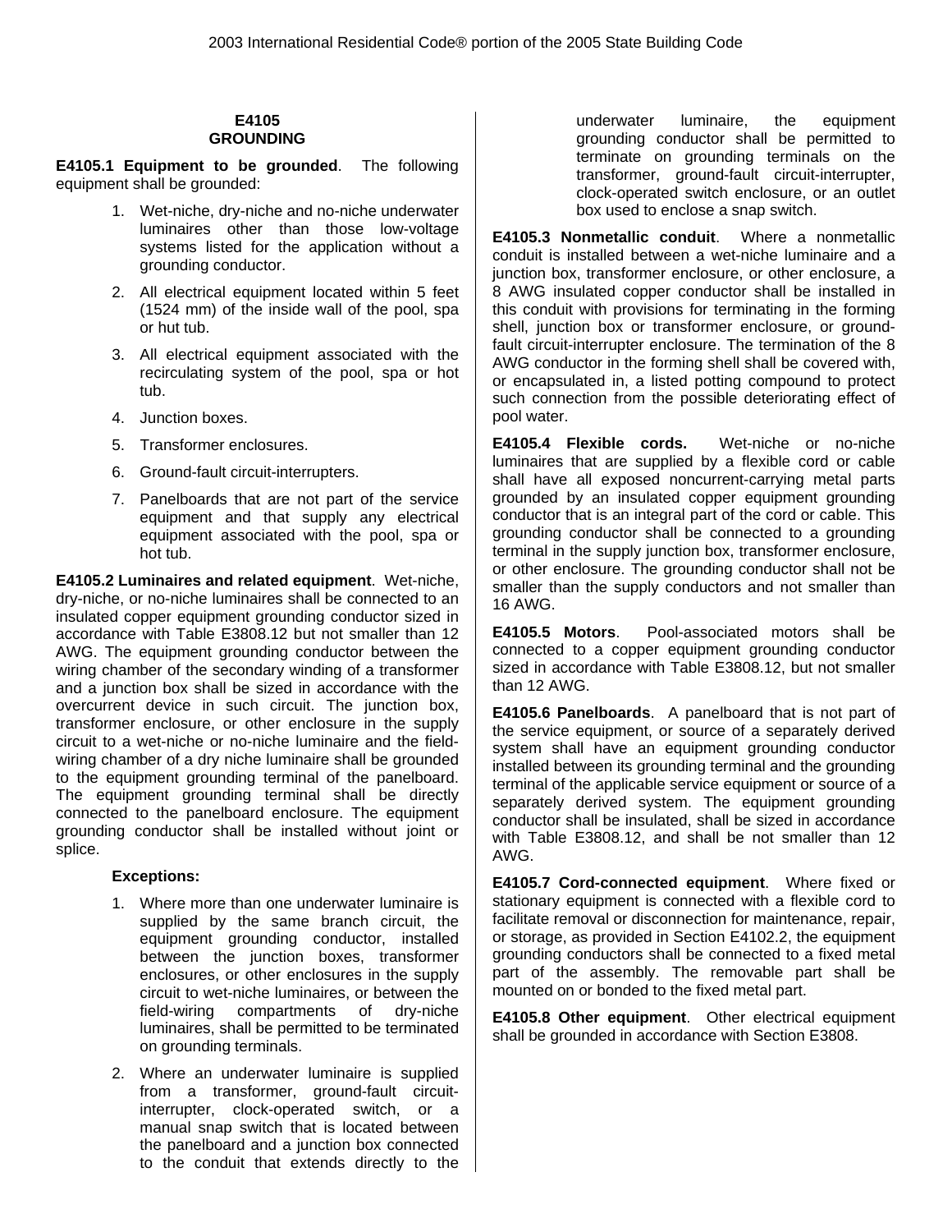## E4105 GROUNDING

**E4105.1 Equipment to be grounded**. The following equipment shall be grounded:

1. Wet-niche, dry-niche and no-niche underwater luminaires other than those low-voltage systems listed for the application without a grounding conductor.
2. All electrical equipment located within 5 feet (1524 mm) of the inside wall of the pool, spa or hut tub.
3. All electrical equipment associated with the recirculating system of the pool, spa or hot tub.
4. Junction boxes.
5. Transformer enclosures.
6. Ground-fault circuit-interrupters.
7. Panelboards that are not part of the service equipment and that supply any electrical equipment associated with the pool, spa or hot tub.

**E4105.2 Luminaires and related equipment**. Wet-niche, dry-niche, or no-niche luminaires shall be connected to an insulated copper equipment grounding conductor sized in accordance with Table E3808.12 but not smaller than 12 AWG. The equipment grounding conductor between the wiring chamber of the secondary winding of a transformer and a junction box shall be sized in accordance with the overcurrent device in such circuit. The junction box, transformer enclosure, or other enclosure in the supply circuit to a wet-niche or no-niche luminaire and the field-wiring chamber of a dry niche luminaire shall be grounded to the equipment grounding terminal of the panelboard. The equipment grounding terminal shall be directly connected to the panelboard enclosure. The equipment grounding conductor shall be installed without joint or splice.

**Exceptions:**

1. Where more than one underwater luminaire is supplied by the same branch circuit, the equipment grounding conductor, installed between the junction boxes, transformer enclosures, or other enclosures in the supply circuit to wet-niche luminaires, or between the field-wiring compartments of dry-niche luminaires, shall be permitted to be terminated on grounding terminals.
2. Where an underwater luminaire is supplied from a transformer, ground-fault circuit-interrupter, clock-operated switch, or a manual snap switch that is located between the panelboard and a junction box connected to the conduit that extends directly to the underwater luminaire, the equipment grounding conductor shall be permitted to terminate on grounding terminals on the transformer, ground-fault circuit-interrupter, clock-operated switch enclosure, or an outlet box used to enclose a snap switch.

**E4105.3 Nonmetallic conduit**. Where a nonmetallic conduit is installed between a wet-niche luminaire and a junction box, transformer enclosure, or other enclosure, a 8 AWG insulated copper conductor shall be installed in this conduit with provisions for terminating in the forming shell, junction box or transformer enclosure, or ground-fault circuit-interrupter enclosure. The termination of the 8 AWG conductor in the forming shell shall be covered with, or encapsulated in, a listed potting compound to protect such connection from the possible deteriorating effect of pool water.

**E4105.4 Flexible cords.** Wet-niche or no-niche luminaires that are supplied by a flexible cord or cable shall have all exposed noncurrent-carrying metal parts grounded by an insulated copper equipment grounding conductor that is an integral part of the cord or cable. This grounding conductor shall be connected to a grounding terminal in the supply junction box, transformer enclosure, or other enclosure. The grounding conductor shall not be smaller than the supply conductors and not smaller than 16 AWG.

**E4105.5 Motors**. Pool-associated motors shall be connected to a copper equipment grounding conductor sized in accordance with Table E3808.12, but not smaller than 12 AWG.

**E4105.6 Panelboards**. A panelboard that is not part of the service equipment, or source of a separately derived system shall have an equipment grounding conductor installed between its grounding terminal and the grounding terminal of the applicable service equipment or source of a separately derived system. The equipment grounding conductor shall be insulated, shall be sized in accordance with Table E3808.12, and shall be not smaller than 12 AWG.

**E4105.7 Cord-connected equipment**. Where fixed or stationary equipment is connected with a flexible cord to facilitate removal or disconnection for maintenance, repair, or storage, as provided in Section E4102.2, the equipment grounding conductors shall be connected to a fixed metal part of the assembly. The removable part shall be mounted on or bonded to the fixed metal part.

**E4105.8 Other equipment**. Other electrical equipment shall be grounded in accordance with Section E3808.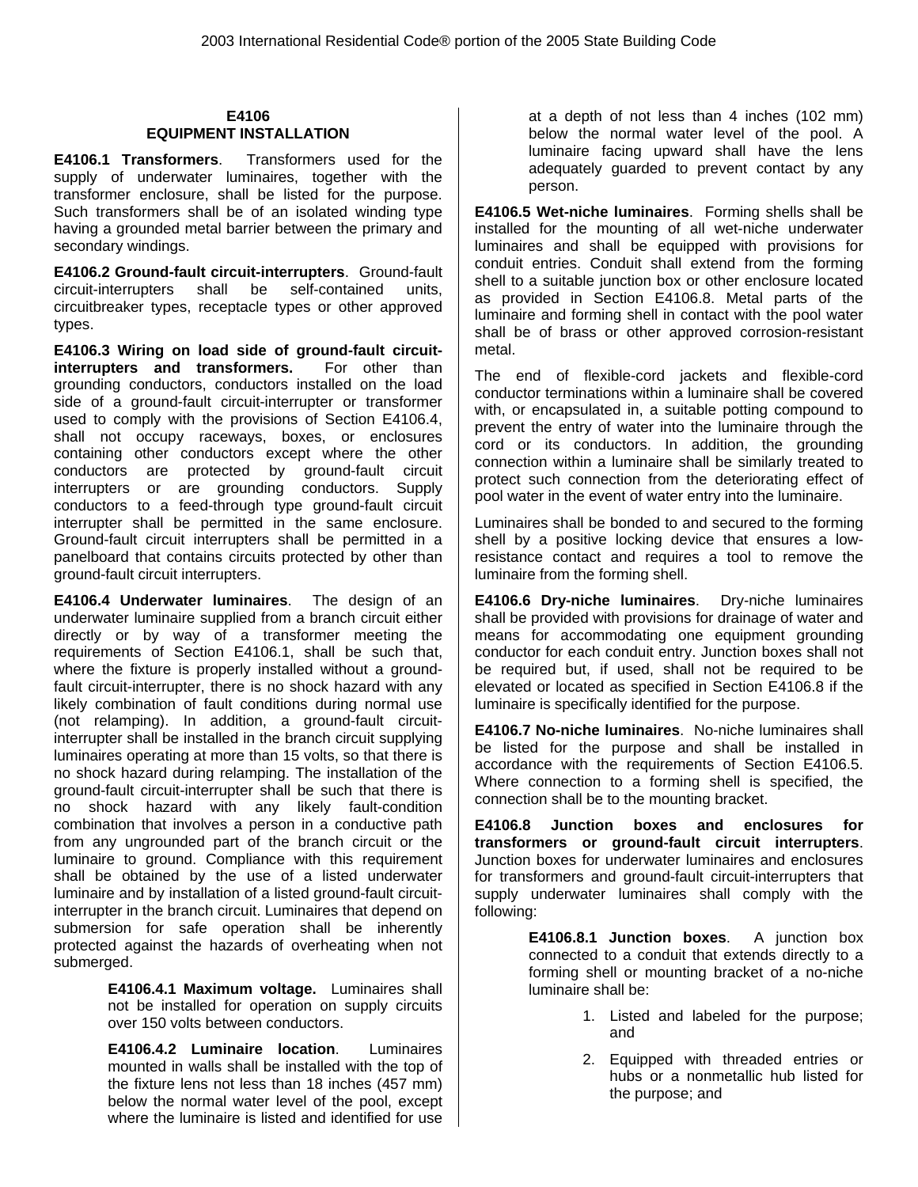## E4106
## EQUIPMENT INSTALLATION

**E4106.1 Transformers**. Transformers used for the supply of underwater luminaires, together with the transformer enclosure, shall be listed for the purpose. Such transformers shall be of an isolated winding type having a grounded metal barrier between the primary and secondary windings.

**E4106.2 Ground-fault circuit-interrupters**. Ground-fault circuit-interrupters shall be self-contained units, circuitbreaker types, receptacle types or other approved types.

**E4106.3 Wiring on load side of ground-fault circuit-interrupters and transformers.** For other than grounding conductors, conductors installed on the load side of a ground-fault circuit-interrupter or transformer used to comply with the provisions of Section E4106.4, shall not occupy raceways, boxes, or enclosures containing other conductors except where the other conductors are protected by ground-fault circuit interrupters or are grounding conductors. Supply conductors to a feed-through type ground-fault circuit interrupter shall be permitted in the same enclosure. Ground-fault circuit interrupters shall be permitted in a panelboard that contains circuits protected by other than ground-fault circuit interrupters.

**E4106.4 Underwater luminaires**. The design of an underwater luminaire supplied from a branch circuit either directly or by way of a transformer meeting the requirements of Section E4106.1, shall be such that, where the fixture is properly installed without a ground-fault circuit-interrupter, there is no shock hazard with any likely combination of fault conditions during normal use (not relamping). In addition, a ground-fault circuit-interrupter shall be installed in the branch circuit supplying luminaires operating at more than 15 volts, so that there is no shock hazard during relamping. The installation of the ground-fault circuit-interrupter shall be such that there is no shock hazard with any likely fault-condition combination that involves a person in a conductive path from any ungrounded part of the branch circuit or the luminaire to ground. Compliance with this requirement shall be obtained by the use of a listed underwater luminaire and by installation of a listed ground-fault circuit-interrupter in the branch circuit. Luminaires that depend on submersion for safe operation shall be inherently protected against the hazards of overheating when not submerged.

> **E4106.4.1 Maximum voltage.** Luminaires shall not be installed for operation on supply circuits over 150 volts between conductors.
>
> **E4106.4.2 Luminaire location**. Luminaires mounted in walls shall be installed with the top of the fixture lens not less than 18 inches (457 mm) below the normal water level of the pool, except where the luminaire is listed and identified for use at a depth of not less than 4 inches (102 mm) below the normal water level of the pool. A luminaire facing upward shall have the lens adequately guarded to prevent contact by any person.

**E4106.5 Wet-niche luminaires**. Forming shells shall be installed for the mounting of all wet-niche underwater luminaires and shall be equipped with provisions for conduit entries. Conduit shall extend from the forming shell to a suitable junction box or other enclosure located as provided in Section E4106.8. Metal parts of the luminaire and forming shell in contact with the pool water shall be of brass or other approved corrosion-resistant metal.

The end of flexible-cord jackets and flexible-cord conductor terminations within a luminaire shall be covered with, or encapsulated in, a suitable potting compound to prevent the entry of water into the luminaire through the cord or its conductors. In addition, the grounding connection within a luminaire shall be similarly treated to protect such connection from the deteriorating effect of pool water in the event of water entry into the luminaire.

Luminaires shall be bonded to and secured to the forming shell by a positive locking device that ensures a low-resistance contact and requires a tool to remove the luminaire from the forming shell.

**E4106.6 Dry-niche luminaires**. Dry-niche luminaires shall be provided with provisions for drainage of water and means for accommodating one equipment grounding conductor for each conduit entry. Junction boxes shall not be required but, if used, shall not be required to be elevated or located as specified in Section E4106.8 if the luminaire is specifically identified for the purpose.

**E4106.7 No-niche luminaires**. No-niche luminaires shall be listed for the purpose and shall be installed in accordance with the requirements of Section E4106.5. Where connection to a forming shell is specified, the connection shall be to the mounting bracket.

**E4106.8 Junction boxes and enclosures for transformers or ground-fault circuit interrupters**. Junction boxes for underwater luminaires and enclosures for transformers and ground-fault circuit-interrupters that supply underwater luminaires shall comply with the following:

> **E4106.8.1 Junction boxes**. A junction box connected to a conduit that extends directly to a forming shell or mounting bracket of a no-niche luminaire shall be:
>
> 1. Listed and labeled for the purpose; and
> 2. Equipped with threaded entries or hubs or a nonmetallic hub listed for the purpose; and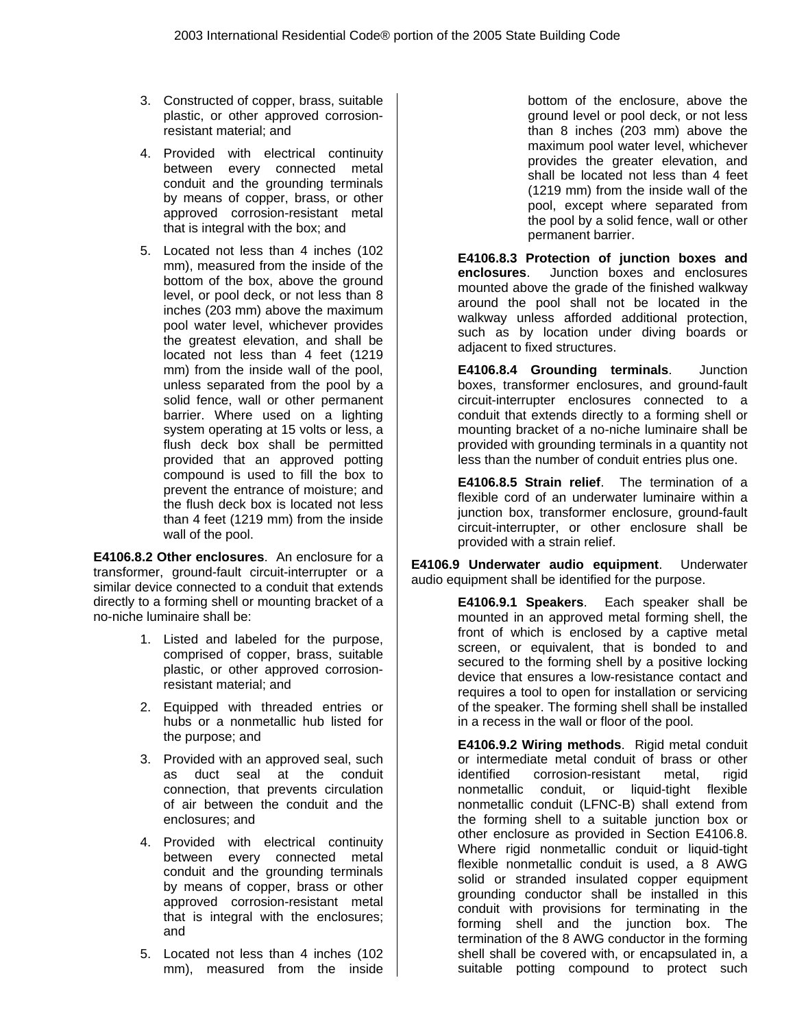3. Constructed of copper, brass, suitable plastic, or other approved corrosion-resistant material; and

4. Provided with electrical continuity between every connected metal conduit and the grounding terminals by means of copper, brass, or other approved corrosion-resistant metal that is integral with the box; and

5. Located not less than 4 inches (102 mm), measured from the inside of the bottom of the box, above the ground level, or pool deck, or not less than 8 inches (203 mm) above the maximum pool water level, whichever provides the greatest elevation, and shall be located not less than 4 feet (1219 mm) from the inside wall of the pool, unless separated from the pool by a solid fence, wall or other permanent barrier. Where used on a lighting system operating at 15 volts or less, a flush deck box shall be permitted provided that an approved potting compound is used to fill the box to prevent the entrance of moisture; and the flush deck box is located not less than 4 feet (1219 mm) from the inside wall of the pool.

**E4106.8.2 Other enclosures**. An enclosure for a transformer, ground-fault circuit-interrupter or a similar device connected to a conduit that extends directly to a forming shell or mounting bracket of a no-niche luminaire shall be:

1. Listed and labeled for the purpose, comprised of copper, brass, suitable plastic, or other approved corrosion-resistant material; and

2. Equipped with threaded entries or hubs or a nonmetallic hub listed for the purpose; and

3. Provided with an approved seal, such as duct seal at the conduit connection, that prevents circulation of air between the conduit and the enclosures; and

4. Provided with electrical continuity between every connected metal conduit and the grounding terminals by means of copper, brass or other approved corrosion-resistant metal that is integral with the enclosures; and

5. Located not less than 4 inches (102 mm), measured from the inside bottom of the enclosure, above the ground level or pool deck, or not less than 8 inches (203 mm) above the maximum pool water level, whichever provides the greater elevation, and shall be located not less than 4 feet (1219 mm) from the inside wall of the pool, except where separated from the pool by a solid fence, wall or other permanent barrier.

**E4106.8.3 Protection of junction boxes and enclosures**. Junction boxes and enclosures mounted above the grade of the finished walkway around the pool shall not be located in the walkway unless afforded additional protection, such as by location under diving boards or adjacent to fixed structures.

**E4106.8.4 Grounding terminals**. Junction boxes, transformer enclosures, and ground-fault circuit-interrupter enclosures connected to a conduit that extends directly to a forming shell or mounting bracket of a no-niche luminaire shall be provided with grounding terminals in a quantity not less than the number of conduit entries plus one.

**E4106.8.5 Strain relief**. The termination of a flexible cord of an underwater luminaire within a junction box, transformer enclosure, ground-fault circuit-interrupter, or other enclosure shall be provided with a strain relief.

**E4106.9 Underwater audio equipment**. Underwater audio equipment shall be identified for the purpose.

**E4106.9.1 Speakers**. Each speaker shall be mounted in an approved metal forming shell, the front of which is enclosed by a captive metal screen, or equivalent, that is bonded to and secured to the forming shell by a positive locking device that ensures a low-resistance contact and requires a tool to open for installation or servicing of the speaker. The forming shell shall be installed in a recess in the wall or floor of the pool.

**E4106.9.2 Wiring methods**. Rigid metal conduit or intermediate metal conduit of brass or other identified corrosion-resistant metal, rigid nonmetallic conduit, or liquid-tight flexible nonmetallic conduit (LFNC-B) shall extend from the forming shell to a suitable junction box or other enclosure as provided in Section E4106.8. Where rigid nonmetallic conduit or liquid-tight flexible nonmetallic conduit is used, a 8 AWG solid or stranded insulated copper equipment grounding conductor shall be installed in this conduit with provisions for terminating in the forming shell and the junction box. The termination of the 8 AWG conductor in the forming shell shall be covered with, or encapsulated in, a suitable potting compound to protect such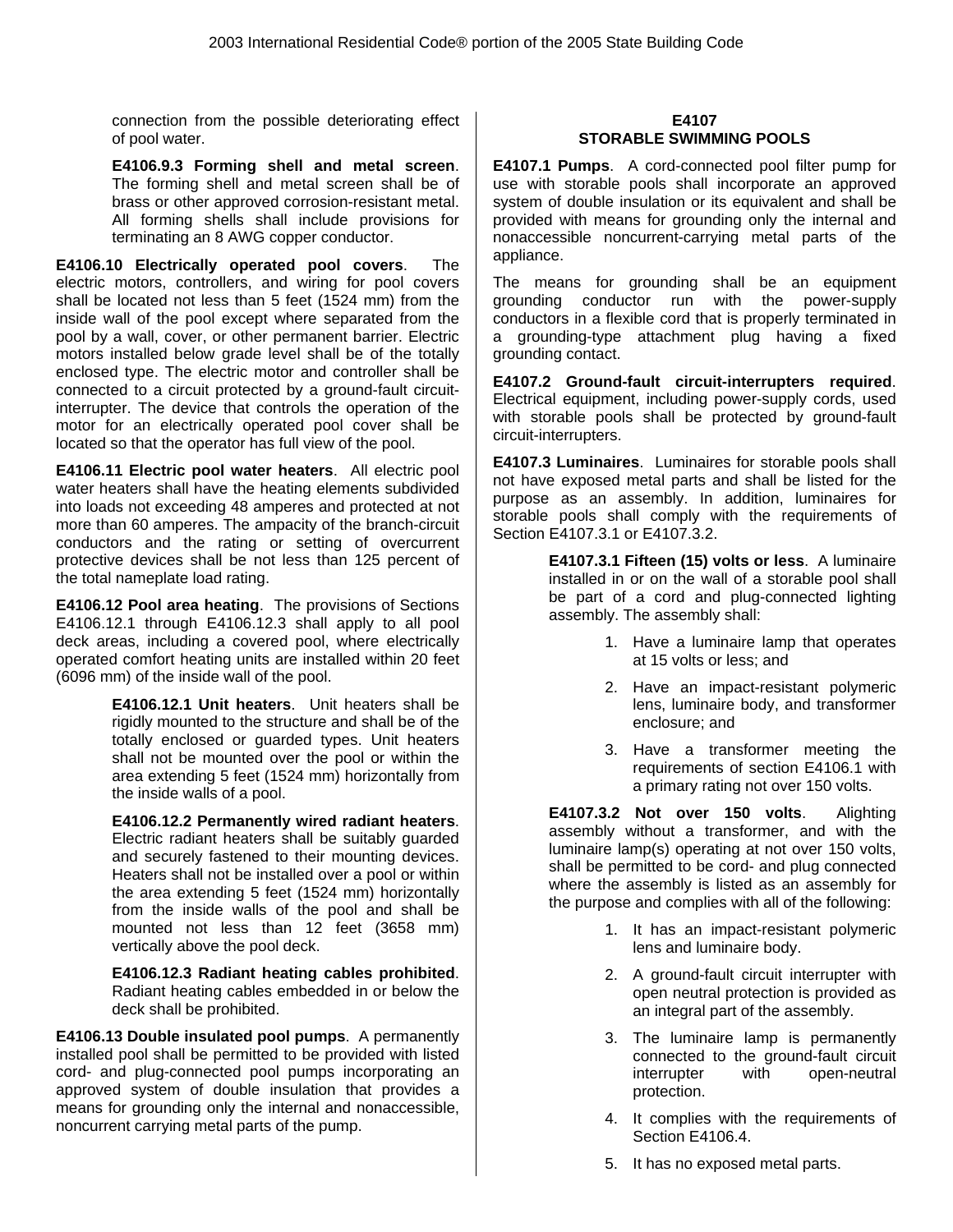connection from the possible deteriorating effect of pool water.

**E4106.9.3 Forming shell and metal screen**. The forming shell and metal screen shall be of brass or other approved corrosion-resistant metal. All forming shells shall include provisions for terminating an 8 AWG copper conductor.

**E4106.10 Electrically operated pool covers**. The electric motors, controllers, and wiring for pool covers shall be located not less than 5 feet (1524 mm) from the inside wall of the pool except where separated from the pool by a wall, cover, or other permanent barrier. Electric motors installed below grade level shall be of the totally enclosed type. The electric motor and controller shall be connected to a circuit protected by a ground-fault circuit-interrupter. The device that controls the operation of the motor for an electrically operated pool cover shall be located so that the operator has full view of the pool.

**E4106.11 Electric pool water heaters**. All electric pool water heaters shall have the heating elements subdivided into loads not exceeding 48 amperes and protected at not more than 60 amperes. The ampacity of the branch-circuit conductors and the rating or setting of overcurrent protective devices shall be not less than 125 percent of the total nameplate load rating.

**E4106.12 Pool area heating**. The provisions of Sections E4106.12.1 through E4106.12.3 shall apply to all pool deck areas, including a covered pool, where electrically operated comfort heating units are installed within 20 feet (6096 mm) of the inside wall of the pool.

**E4106.12.1 Unit heaters**. Unit heaters shall be rigidly mounted to the structure and shall be of the totally enclosed or guarded types. Unit heaters shall not be mounted over the pool or within the area extending 5 feet (1524 mm) horizontally from the inside walls of a pool.

**E4106.12.2 Permanently wired radiant heaters**. Electric radiant heaters shall be suitably guarded and securely fastened to their mounting devices. Heaters shall not be installed over a pool or within the area extending 5 feet (1524 mm) horizontally from the inside walls of the pool and shall be mounted not less than 12 feet (3658 mm) vertically above the pool deck.

**E4106.12.3 Radiant heating cables prohibited**. Radiant heating cables embedded in or below the deck shall be prohibited.

**E4106.13 Double insulated pool pumps**. A permanently installed pool shall be permitted to be provided with listed cord- and plug-connected pool pumps incorporating an approved system of double insulation that provides a means for grounding only the internal and nonaccessible, noncurrent carrying metal parts of the pump.

## E4107
## STORABLE SWIMMING POOLS

**E4107.1 Pumps**. A cord-connected pool filter pump for use with storable pools shall incorporate an approved system of double insulation or its equivalent and shall be provided with means for grounding only the internal and nonaccessible noncurrent-carrying metal parts of the appliance.

The means for grounding shall be an equipment grounding conductor run with the power-supply conductors in a flexible cord that is properly terminated in a grounding-type attachment plug having a fixed grounding contact.

**E4107.2 Ground-fault circuit-interrupters required**. Electrical equipment, including power-supply cords, used with storable pools shall be protected by ground-fault circuit-interrupters.

**E4107.3 Luminaires**. Luminaires for storable pools shall not have exposed metal parts and shall be listed for the purpose as an assembly. In addition, luminaires for storable pools shall comply with the requirements of Section E4107.3.1 or E4107.3.2.

**E4107.3.1 Fifteen (15) volts or less**. A luminaire installed in or on the wall of a storable pool shall be part of a cord and plug-connected lighting assembly. The assembly shall:

1. Have a luminaire lamp that operates at 15 volts or less; and
2. Have an impact-resistant polymeric lens, luminaire body, and transformer enclosure; and
3. Have a transformer meeting the requirements of section E4106.1 with a primary rating not over 150 volts.

**E4107.3.2 Not over 150 volts**. Alighting assembly without a transformer, and with the luminaire lamp(s) operating at not over 150 volts, shall be permitted to be cord- and plug connected where the assembly is listed as an assembly for the purpose and complies with all of the following:

1. It has an impact-resistant polymeric lens and luminaire body.
2. A ground-fault circuit interrupter with open neutral protection is provided as an integral part of the assembly.
3. The luminaire lamp is permanently connected to the ground-fault circuit interrupter with open-neutral protection.
4. It complies with the requirements of Section E4106.4.
5. It has no exposed metal parts.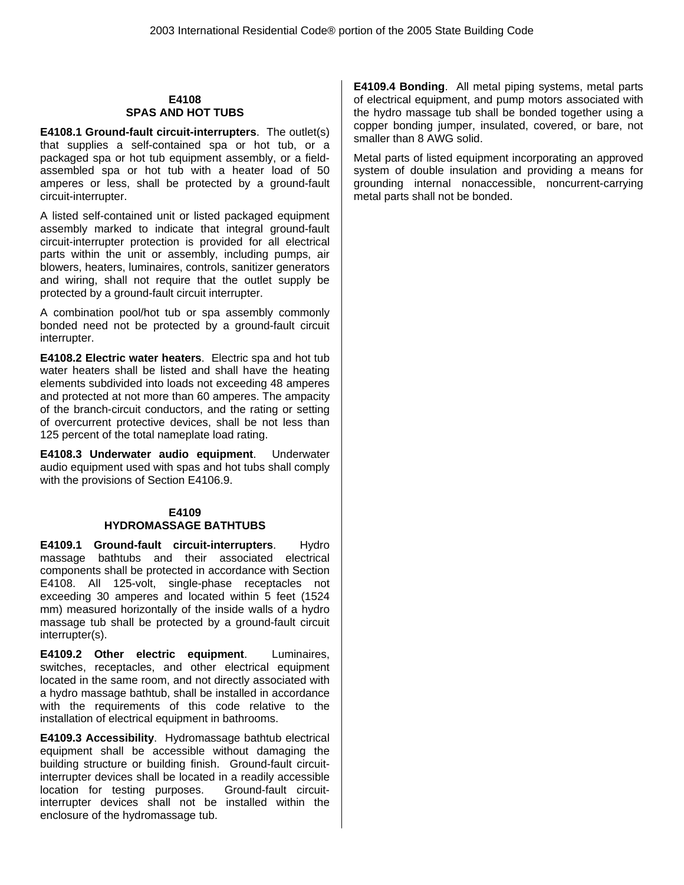## E4108 SPAS AND HOT TUBS

**E4108.1 Ground-fault circuit-interrupters**. The outlet(s) that supplies a self-contained spa or hot tub, or a packaged spa or hot tub equipment assembly, or a field-assembled spa or hot tub with a heater load of 50 amperes or less, shall be protected by a ground-fault circuit-interrupter.

A listed self-contained unit or listed packaged equipment assembly marked to indicate that integral ground-fault circuit-interrupter protection is provided for all electrical parts within the unit or assembly, including pumps, air blowers, heaters, luminaires, controls, sanitizer generators and wiring, shall not require that the outlet supply be protected by a ground-fault circuit interrupter.

A combination pool/hot tub or spa assembly commonly bonded need not be protected by a ground-fault circuit interrupter.

**E4108.2 Electric water heaters**. Electric spa and hot tub water heaters shall be listed and shall have the heating elements subdivided into loads not exceeding 48 amperes and protected at not more than 60 amperes. The ampacity of the branch-circuit conductors, and the rating or setting of overcurrent protective devices, shall be not less than 125 percent of the total nameplate load rating.

**E4108.3 Underwater audio equipment**. Underwater audio equipment used with spas and hot tubs shall comply with the provisions of Section E4106.9.

## E4109 HYDROMASSAGE BATHTUBS

**E4109.1 Ground-fault circuit-interrupters**. Hydro massage bathtubs and their associated electrical components shall be protected in accordance with Section E4108. All 125-volt, single-phase receptacles not exceeding 30 amperes and located within 5 feet (1524 mm) measured horizontally of the inside walls of a hydro massage tub shall be protected by a ground-fault circuit interrupter(s).

**E4109.2 Other electric equipment**. Luminaires, switches, receptacles, and other electrical equipment located in the same room, and not directly associated with a hydro massage bathtub, shall be installed in accordance with the requirements of this code relative to the installation of electrical equipment in bathrooms.

**E4109.3 Accessibility**. Hydromassage bathtub electrical equipment shall be accessible without damaging the building structure or building finish. Ground-fault circuit-interrupter devices shall be located in a readily accessible location for testing purposes. Ground-fault circuit-interrupter devices shall not be installed within the enclosure of the hydromassage tub.

**E4109.4 Bonding**. All metal piping systems, metal parts of electrical equipment, and pump motors associated with the hydro massage tub shall be bonded together using a copper bonding jumper, insulated, covered, or bare, not smaller than 8 AWG solid.

Metal parts of listed equipment incorporating an approved system of double insulation and providing a means for grounding internal nonaccessible, noncurrent-carrying metal parts shall not be bonded.